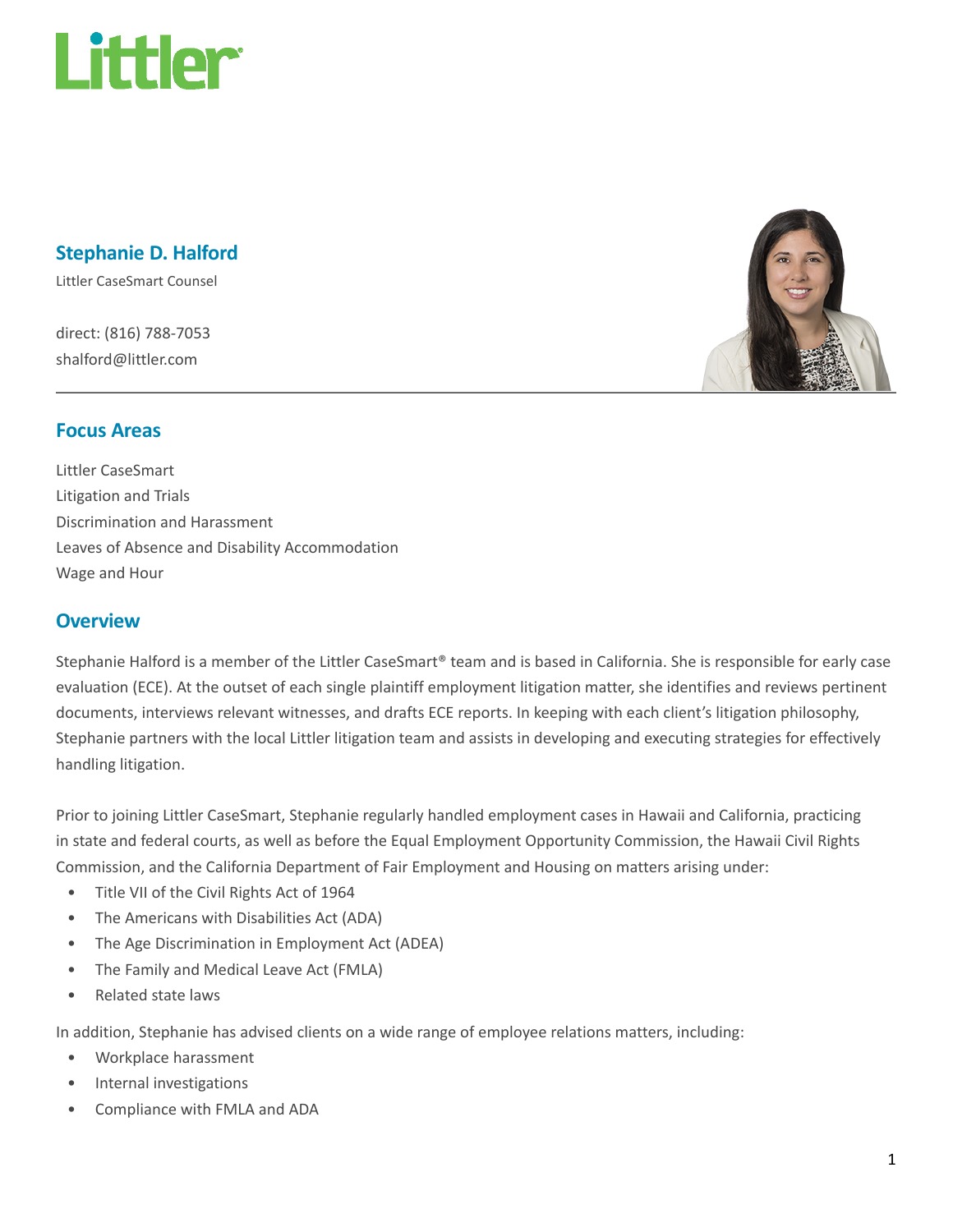# Stephanie D. Halford

Littler CaseSmart Counsel

direct: (816) 788-7053
shalford@littler.com

## Focus Areas

Littler CaseSmart
Litigation and Trials
Discrimination and Harassment
Leaves of Absence and Disability Accommodation
Wage and Hour

## Overview

Stephanie Halford is a member of the Littler CaseSmart® team and is based in California. She is responsible for early case evaluation (ECE). At the outset of each single plaintiff employment litigation matter, she identifies and reviews pertinent documents, interviews relevant witnesses, and drafts ECE reports. In keeping with each client's litigation philosophy, Stephanie partners with the local Littler litigation team and assists in developing and executing strategies for effectively handling litigation.

Prior to joining Littler CaseSmart, Stephanie regularly handled employment cases in Hawaii and California, practicing in state and federal courts, as well as before the Equal Employment Opportunity Commission, the Hawaii Civil Rights Commission, and the California Department of Fair Employment and Housing on matters arising under:

- Title VII of the Civil Rights Act of 1964
- The Americans with Disabilities Act (ADA)
- The Age Discrimination in Employment Act (ADEA)
- The Family and Medical Leave Act (FMLA)
- Related state laws

In addition, Stephanie has advised clients on a wide range of employee relations matters, including:

- Workplace harassment
- Internal investigations
- Compliance with FMLA and ADA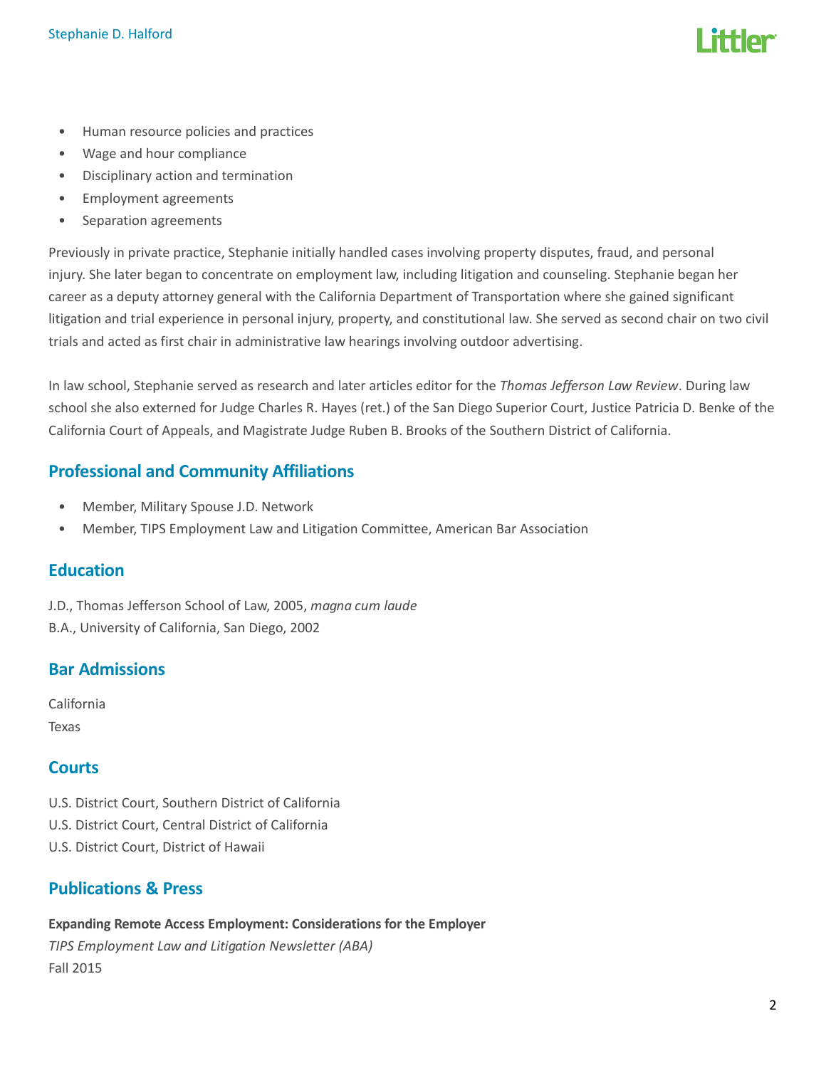- Human resource policies and practices
- Wage and hour compliance
- Disciplinary action and termination
- Employment agreements
- Separation agreements

Previously in private practice, Stephanie initially handled cases involving property disputes, fraud, and personal injury. She later began to concentrate on employment law, including litigation and counseling. Stephanie began her career as a deputy attorney general with the California Department of Transportation where she gained significant litigation and trial experience in personal injury, property, and constitutional law. She served as second chair on two civil trials and acted as first chair in administrative law hearings involving outdoor advertising.

In law school, Stephanie served as research and later articles editor for the *Thomas Jefferson Law Review*. During law school she also externed for Judge Charles R. Hayes (ret.) of the San Diego Superior Court, Justice Patricia D. Benke of the California Court of Appeals, and Magistrate Judge Ruben B. Brooks of the Southern District of California.

## Professional and Community Affiliations

- Member, Military Spouse J.D. Network
- Member, TIPS Employment Law and Litigation Committee, American Bar Association

## Education

J.D., Thomas Jefferson School of Law, 2005, *magna cum laude*
B.A., University of California, San Diego, 2002

## Bar Admissions

California
Texas

## Courts

U.S. District Court, Southern District of California
U.S. District Court, Central District of California
U.S. District Court, District of Hawaii

## Publications & Press

**Expanding Remote Access Employment: Considerations for the Employer**
*TIPS Employment Law and Litigation Newsletter (ABA)*
Fall 2015